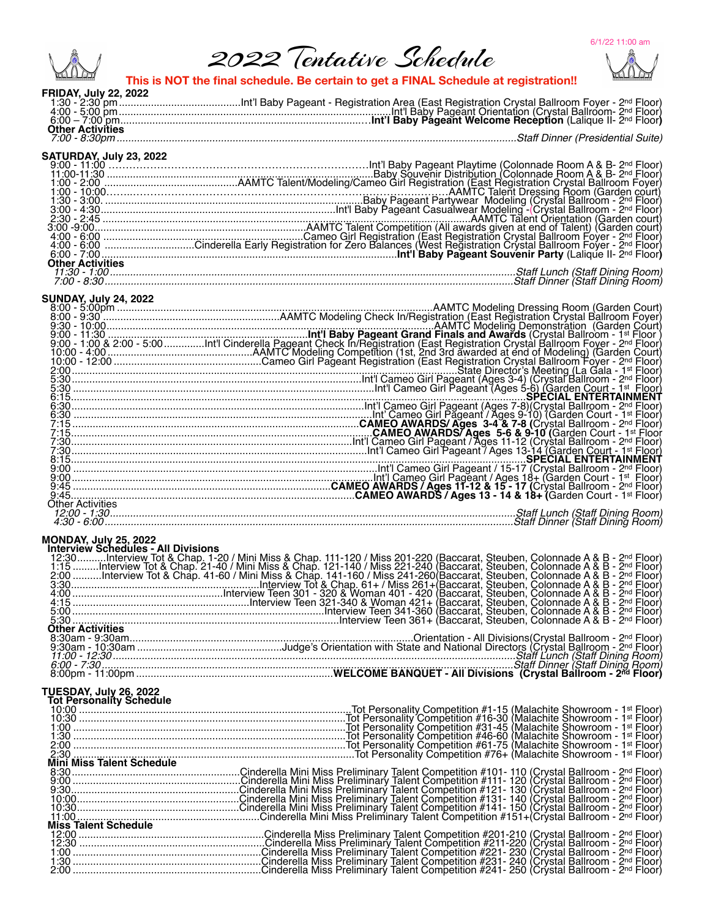6/1/22 11:00 am

# 2022 Tentative Schedule

**This is NOT the final schedule. Be certain to get a FINAL Schedule at registration!!**

## FRIDAY, July 22, 2022

1:30 - 2:30 pm ........ Int'l Baby Pageant - Registration Area (East Registration Crystal Ballroom Foyer - 2nd Floor)
4:00 - 5:00 pm ........ Int'l Baby Pageant Orientation (Crystal Ballroom- 2nd Floor)
6:00 – 7:00 pm ........ **Int'l Baby Pageant Welcome Reception** (Lalique II- 2nd Floor**)**

**Other Activities**

*7:00 - 8:30pm ........ Staff Dinner (Presidential Suite)*

## SATURDAY, July 23, 2022

9:00 - 11:00 ........ Int'l Baby Pageant Playtime (Colonnade Room A & B- 2nd Floor)
11:00-11:30 ........ Baby Souvenir Distribution (Colonnade Room A & B- 2nd Floor)
1:00 - 2:00 ........ AAMTC Talent/Modeling/Cameo Girl Registration (East Registration Crystal Ballroom Foyer)
1:00 - 10:00 ........ AAMTC Talent Dressing Room (Garden court)
1:30 - 3:00. ........ Baby Pageant Partywear Modeling (Crystal Ballroom - 2nd Floor)
3:00 - 4:30 ........ Int'l Baby Pageant Casualwear Modeling -(Crystal Ballroom - 2nd Floor)
2:30 - 2:45 ........ AAMTC Talent Orientation (Garden court)
3:00 -9:00 ........ AAMTC Talent Competition (All awards given at end of Talent) (Garden court)
4:00 - 6:00 ........ Cameo Girl Registration (East Registration Crystal Ballroom Foyer - 2nd Floor)
4:00 - 6:00 ........ Cinderella Early Registration for Zero Balances (West Registration Crystal Ballroom Foyer - 2nd Floor)
6:00 - 7:00 ........ **Int'l Baby Pageant Souvenir Party** (Lalique II- 2nd Floor**)**

**Other Activities**

*11:30 - 1:00 ........ Staff Lunch (Staff Dining Room)*
*7:00 - 8:30 ........ Staff Dinner (Staff Dining Room)*

## SUNDAY, July 24, 2022

8:00 - 5:00pm ........ AAMTC Modeling Dressing Room (Garden Court)
8:00 - 9:30 ........ AAMTC Modeling Check In/Registration (East Registration Crystal Ballroom Foyer)
9:30 - 10:00 ........ AAMTC Modeling Demonstration (Garden Court)
9:00 - 11:30 ........ **Int'l Baby Pageant Grand Finals and Awards** (Crystal Ballroom - 1st Floor )
9:00 - 1:00 & 2:00 - 5:00 ........ Int'l Cinderella Pageant Check In/Registration (East Registration Crystal Ballroom Foyer - 2nd Floor)
10:00 - 4:00 ........ AAMTC Modeling Competition (1st, 2nd 3rd awarded at end of Modeling) (Garden Court)
10:00 - 12:00 ........ Cameo Girl Pageant Registration (East Registration Crystal Ballroom Foyer - 2nd Floor)
2:00 ........ State Director's Meeting (La Gala - 1st Floor)
5:30 ........ Int'l Cameo Girl Pageant (Ages 3-4) (Crystal Ballroom - 2nd Floor)
5:30 ........ Int'l Cameo Girl Pageant (Ages 5-6) (Garden Court - 1st Floor)
6:15 ........ **SPECIAL ENTERTAINMENT**
6:30 ........ Int'l Cameo Girl Pageant (Ages 7-8)(Crystal Ballroom - 2nd Floor)
6:30 ........ Int' Cameo Girl Pageant / Ages 9-10) (Garden Court - 1st Floor)
7:15 ........ **CAMEO AWARDS/ Ages 3-4 & 7-8 (**Crystal Ballroom - 2nd Floor)
7:15 ........ **CAMEO AWARDS/ Ages 5-6 & 9-10 (**Garden Court - 1st Floor
7:30 ........ Int'l Cameo Girl Pageant / Ages 11-12 (Crystal Ballroom - 2nd Floor)
7:30 ........ Int'l Cameo Girl Pageant / Ages 13-14 (Garden Court - 1st Floor)
8:15 ........ **SPECIAL ENTERTAINMENT**
9:00 ........ Int'l Cameo Girl Pageant / 15-17 (Crystal Ballroom - 2nd Floor)
9:00 ........ Int'l Cameo Girl Pageant / Ages 18+ (Garden Court - 1st Floor)
9:45 ........ **CAMEO AWARDS / Ages 11-12 & 15 - 17 (**Crystal Ballroom - 2nd Floor)
9:45 ........ **CAMEO AWARDS / Ages 13 - 14 & 18+ (**Garden Court - 1st Floor)

Other Activities

*12:00 - 1:30 ........ Staff Lunch (Staff Dining Room)*
*4:30 - 6:00 ........ Staff Dinner (Staff Dining Room)*

## MONDAY, July 25, 2022

**Interview Schedules - All Divisions**

12:30 ........ Interview Tot & Chap. 1-20 / Mini Miss & Chap. 111-120 / Miss 201-220 (Baccarat, Steuben, Colonnade A & B - 2nd Floor)
1:15 ........ Interview Tot & Chap. 21-40 / Mini Miss & Chap. 121-140 / Miss 221-240 (Baccarat, Steuben, Colonnade A & B - 2nd Floor)
2:00 ........ Interview Tot & Chap. 41-60 / Mini Miss & Chap. 141-160 / Miss 241-260(Baccarat, Steuben, Colonnade A & B - 2nd Floor)
3:30 ........ Interview Tot & Chap. 61+ / Miss 261+(Baccarat, Steuben, Colonnade A & B - 2nd Floor)
4:00 ........ Interview Teen 301 - 320 & Woman 401 - 420 (Baccarat, Steuben, Colonnade A & B - 2nd Floor)
4:15 ........ Interview Teen 321-340 & Woman 421+ (Baccarat, Steuben, Colonnade A & B - 2nd Floor)
5:00 ........ Interview Teen 341-360 (Baccarat, Steuben, Colonnade A & B - 2nd Floor)
5:30 ........ Interview Teen 361+ (Baccarat, Steuben, Colonnade A & B - 2nd Floor)

**Other Activities**

8:30am - 9:30am ........ Orientation - All Divisions(Crystal Ballroom - 2nd Floor)
9:30am - 10:30am ........ Judge's Orientation with State and National Directors (Crystal Ballroom - 2nd Floor)
*11:00 - 12:30 ........ Staff Lunch (Staff Dining Room)*
*6:00 - 7:30 ........ Staff Dinner (Staff Dining Room)*
8:00pm - 11:00pm ........ **WELCOME BANQUET - All Divisions (Crystal Ballroom - 2nd Floor)**

## TUESDAY, July 26, 2022

**Tot Personality Schedule**

10:00 ........ Tot Personality Competition #1-15 (Malachite Showroom - 1st Floor)
10:30 ........ Tot Personality Competition #16-30 (Malachite Showroom - 1st Floor)
1:00 ........ Tot Personality Competition #31-45 (Malachite Showroom - 1st Floor)
1:30 ........ Tot Personality Competition #46-60 (Malachite Showroom - 1st Floor)
2:00 ........ Tot Personality Competition #61-75 (Malachite Showroom - 1st Floor)
2:30 ........ Tot Personality Competition #76+ (Malachite Showroom - 1st Floor)

**Mini Miss Talent Schedule**

8:30 ........ Cinderella Mini Miss Preliminary Talent Competition #101- 110 (Crystal Ballroom - 2nd Floor)
9:00 ........ Cinderella Mini Miss Preliminary Talent Competition #111- 120 (Crystal Ballroom - 2nd Floor)
9:30 ........ Cinderella Mini Miss Preliminary Talent Competition #121- 130 (Crystal Ballroom - 2nd Floor)
10:00 ........ Cinderella Mini Miss Preliminary Talent Competition #131- 140 (Crystal Ballroom - 2nd Floor)
10:30 ........ Cinderella Mini Miss Preliminary Talent Competition #141- 150 (Crystal Ballroom - 2nd Floor)
11:00 ........ Cinderella Mini Miss Preliminary Talent Competition #151+(Crystal Ballroom - 2nd Floor)

**Miss Talent Schedule**

12:00 ........ Cinderella Miss Preliminary Talent Competition #201-210 (Crystal Ballroom - 2nd Floor)
12:30 ........ Cinderella Miss Preliminary Talent Competition #211-220 (Crystal Ballroom - 2nd Floor)
1:00 ........ Cinderella Miss Preliminary Talent Competition #221- 230 (Crystal Ballroom - 2nd Floor)
1:30 ........ Cinderella Miss Preliminary Talent Competition #231- 240 (Crystal Ballroom - 2nd Floor)
2:00 ........ Cinderella Miss Preliminary Talent Competition #241- 250 (Crystal Ballroom - 2nd Floor)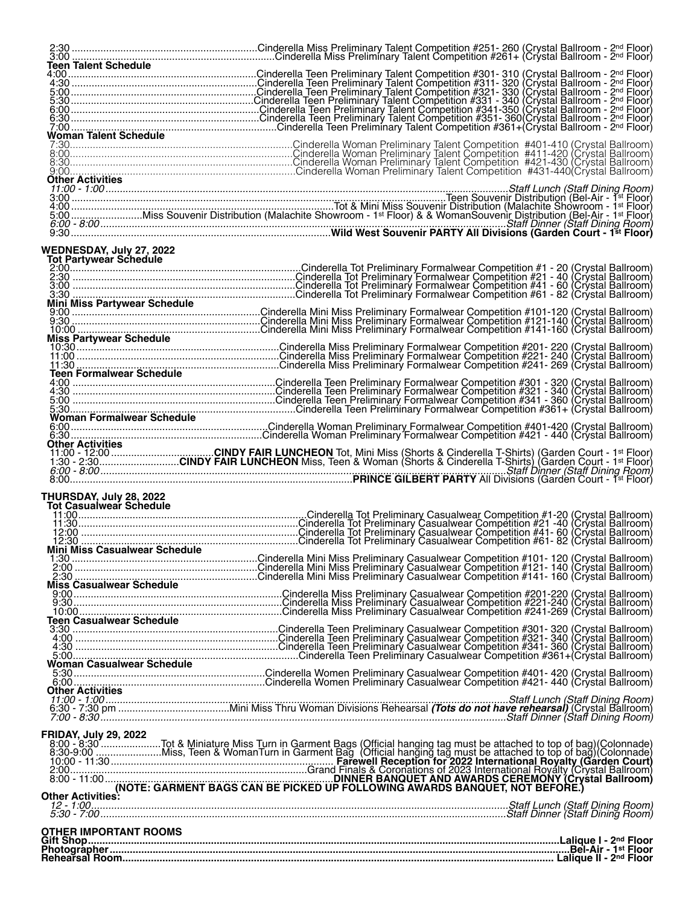2:30 ..........Cinderella Miss Preliminary Talent Competition #251- 260 (Crystal Ballroom - 2nd Floor)
3:00 ..........Cinderella Miss Preliminary Talent Competition #261+ (Crystal Ballroom - 2nd Floor)

**Teen Talent Schedule**

4:00 ..........Cinderella Teen Preliminary Talent Competition #301- 310 (Crystal Ballroom - 2nd Floor)
4:30 ..........Cinderella Teen Preliminary Talent Competition #311- 320 (Crystal Ballroom - 2nd Floor)
5:00 ..........Cinderella Teen Preliminary Talent Competition #321- 330 (Crystal Ballroom - 2nd Floor)
5:30 ..........Cinderella Teen Preliminary Talent Competition #331 - 340 (Crystal Ballroom - 2nd Floor)
6:00 ..........Cinderella Teen Preliminary Talent Competition #341-350 (Crystal Ballroom - 2nd Floor)
6:30 ..........Cinderella Teen Preliminary Talent Competition #351- 360(Crystal Ballroom - 2nd Floor)
7:00 ..........Cinderella Teen Preliminary Talent Competition #361+(Crystal Ballroom - 2nd Floor)

**Woman Talent Schedule**

7:30..........Cinderella Woman Preliminary Talent Competition #401-410 (Crystal Ballroom)
8:00..........Cinderella Woman Preliminary Talent Competition #411-420 (Crystal Ballroom)
8:30..........Cinderella Woman Preliminary Talent Competition #421-430 (Crystal Ballroom)
9:00..........Cinderella Woman Preliminary Talent Competition #431-440(Crystal Ballroom)

**Other Activities**

*11:00 - 1:00..........Staff Lunch (Staff Dining Room)*
3:00 ..........Teen Souvenir Distribution (Bel-Air - 1st Floor)
4:00..........Tot & Mini Miss Souvenir Distribution (Malachite Showroom - 1st Floor)
5:00..........Miss Souvenir Distribution (Malachite Showroom - 1st Floor) & & WomanSouvenir Distribution (Bel-Air - 1st Floor)
*6:00 - 8:00..........Staff Dinner (Staff Dining Room)*
9:30..........**Wild West Souvenir PARTY All Divisions (Garden Court - 1st Floor)**

**WEDNESDAY, July 27, 2022**

**Tot Partywear Schedule**

2:00..........Cinderella Tot Preliminary Formalwear Competition #1 - 20 (Crystal Ballroom)
2:30 ..........Cinderella Tot Preliminary Formalwear Competition #21 - 40 (Crystal Ballroom)
3:00 ..........Cinderella Tot Preliminary Formalwear Competition #41 - 60 (Crystal Ballroom)
3:30 ..........Cinderella Tot Preliminary Formalwear Competition #61 - 82 (Crystal Ballroom)

**Mini Miss Partywear Schedule**

9:00 ..........Cinderella Mini Miss Preliminary Formalwear Competition #101-120 (Crystal Ballroom)
9:30 ..........Cinderella Mini Miss Preliminary Formalwear Competition #121-140 (Crystal Ballroom)
10:00 ..........Cinderella Mini Miss Preliminary Formalwear Competition #141-160 (Crystal Ballroom)

**Miss Partywear Schedule**

10:30..........Cinderella Miss Preliminary Formalwear Competition #201- 220 (Crystal Ballroom)
11:00 ..........Cinderella Miss Preliminary Formalwear Competition #221- 240 (Crystal Ballroom)
11:30 ..........Cinderella Miss Preliminary Formalwear Competition #241- 269 (Crystal Ballroom)

**Teen Formalwear Schedule**

4:00 ..........Cinderella Teen Preliminary Formalwear Competition #301 - 320 (Crystal Ballroom)
4:30 ..........Cinderella Teen Preliminary Formalwear Competition #321 - 340 (Crystal Ballroom)
5:00 ..........Cinderella Teen Preliminary Formalwear Competition #341 - 360 (Crystal Ballroom)
5:30..........Cinderella Teen Preliminary Formalwear Competition #361+ (Crystal Ballroom)

**Woman Formalwear Schedule**

6:00..........Cinderella Woman Preliminary Formalwear Competition #401-420 (Crystal Ballroom)
6:30..........Cinderella Woman Preliminary Formalwear Competition #421 - 440 (Crystal Ballroom)

**Other Activities**

11:00 - 12:00 ..........**CINDY FAIR LUNCHEON** Tot, Mini Miss (Shorts & Cinderella T-Shirts) (Garden Court - 1st Floor)
1:30 - 2:30..........**CINDY FAIR LUNCHEON** Miss, Teen & Woman (Shorts & Cinderella T-Shirts) (Garden Court - 1st Floor)
*6:00 - 8:00..........Staff Dinner (Staff Dining Room)*
8:00..........**PRINCE GILBERT PARTY** All Divisions (Garden Court - 1st Floor)

**THURSDAY, July 28, 2022**

**Tot Casualwear Schedule**

11:00..........Cinderella Tot Preliminary Casualwear Competition #1-20 (Crystal Ballroom)
11:30..........Cinderella Tot Preliminary Casualwear Competition #21 -40 (Crystal Ballroom)
12:00 ..........Cinderella Tot Preliminary Casualwear Competition #41- 60 (Crystal Ballroom)
12:30 ..........Cinderella Tot Preliminary Casualwear Competition #61- 82 (Crystal Ballroom)

**Mini Miss Casualwear Schedule**

1:30 ..........Cinderella Mini Miss Preliminary Casualwear Competition #101- 120 (Crystal Ballroom)
2:00 ..........Cinderella Mini Miss Preliminary Casualwear Competition #121- 140 (Crystal Ballroom)
2:30 ..........Cinderella Mini Miss Preliminary Casualwear Competition #141- 160 (Crystal Ballroom)

**Miss Casualwear Schedule**

9:00..........Cinderella Miss Preliminary Casualwear Competition #201-220 (Crystal Ballroom)
9:30..........Cinderella Miss Preliminary Casualwear Competition #221-240 (Crystal Ballroom)
10:00..........Cinderella Miss Preliminary Casualwear Competition #241-269 (Crystal Ballroom)

**Teen Casualwear Schedule**

3:30 ..........Cinderella Teen Preliminary Casualwear Competition #301- 320 (Crystal Ballroom)
4:00 ..........Cinderella Teen Preliminary Casualwear Competition #321- 340 (Crystal Ballroom)
4:30 ..........Cinderella Teen Preliminary Casualwear Competition #341- 360 (Crystal Ballroom)
5:00..........Cinderella Teen Preliminary Casualwear Competition #361+(Crystal Ballroom)

**Woman Casualwear Schedule**

5:30..........Cinderella Women Preliminary Casualwear Competition #401- 420 (Crystal Ballroom)
6:00..........Cinderella Women Preliminary Casualwear Competition #421- 440 (Crystal Ballroom)

**Other Activities**

*11:00 - 1:00..........Staff Lunch (Staff Dining Room)*
6:30 - 7:30 pm ..........Mini Miss Thru Woman Divisions Rehearsal ***(Tots do not have rehearsal)*** (Crystal Ballroom)
*7:00 - 8:30..........Staff Dinner (Staff Dining Room)*

**FRIDAY, July 29, 2022**

8:00 - 8:30 ..........Tot & Miniature Miss Turn in Garment Bags (Official hanging tag must be attached to top of bag)(Colonnade)
8:30-9:00 ..........Miss, Teen & WomanTurn in Garment Bag (Official hanging tag must be attached to top of bag)(Colonnade)
10:00 - 11:30..........**Farewell Reception for 2022 International Royalty (Garden Court)**
2:00..........Grand Finals & Coronations of 2023 International Royalty (Crystal Ballroom)
8:00 - 11:00..........**DINNER BANQUET AND AWARDS CEREMONY (Crystal Ballroom)**

**(NOTE: GARMENT BAGS CAN BE PICKED UP FOLLOWING AWARDS BANQUET, NOT BEFORE.)**

**Other Activities:**

*12 - 1:00..........Staff Lunch (Staff Dining Room)*
*5:30 - 7:00..........Staff Dinner (Staff Dining Room)*

**OTHER IMPORTANT ROOMS**

**Gift Shop..........Lalique I - 2nd Floor**
**Photographer..........Bel-Air - 1st Floor**
**Rehearsal Room.......... Lalique II - 2nd Floor**